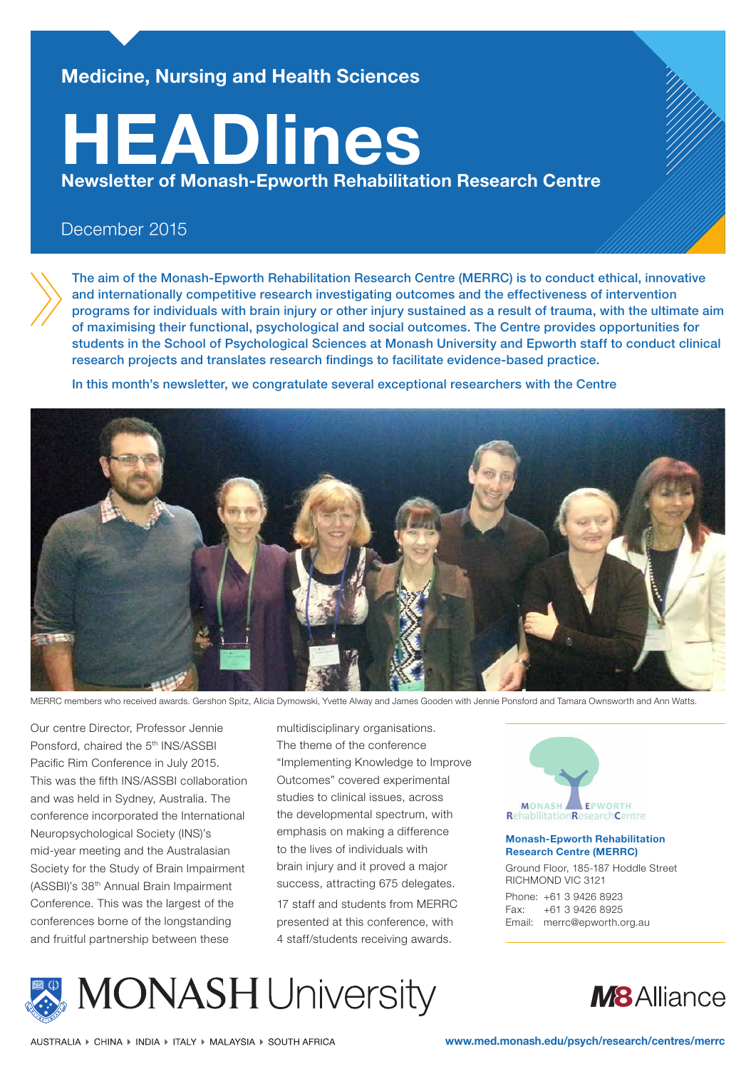Medicine, Nursing and Health Sciences

# HEADlines

## Newsletter of Monash-Epworth Rehabilitation Research Centre

December 2015

The aim of the Monash-Epworth Rehabilitation Research Centre (MERRC) is to conduct ethical, innovative and internationally competitive research investigating outcomes and the effectiveness of intervention programs for individuals with brain injury or other injury sustained as a result of trauma, with the ultimate aim of maximising their functional, psychological and social outcomes. The Centre provides opportunities for students in the School of Psychological Sciences at Monash University and Epworth staff to conduct clinical research projects and translates research findings to facilitate evidence-based practice.

In this month's newsletter, we congratulate several exceptional researchers with the Centre

MERRC members who received awards. Gershon Spitz, Alicia Dymowski, Yvette Alway and James Gooden with Jennie Ponsford and Tamara Ownsworth and Ann Watts.

Our centre Director, Professor Jennie Ponsford, chaired the 5th INS/ASSBI Pacific Rim Conference in July 2015. This was the fifth INS/ASSBI collaboration and was held in Sydney, Australia. The conference incorporated the International Neuropsychological Society (INS)'s mid-year meeting and the Australasian Society for the Study of Brain Impairment (ASSBI)'s 38th Annual Brain Impairment Conference. This was the largest of the conferences borne of the longstanding and fruitful partnership between these multidisciplinary organisations. The theme of the conference "Implementing Knowledge to Improve Outcomes" covered experimental studies to clinical issues, across the developmental spectrum, with emphasis on making a difference to the lives of individuals with brain injury and it proved a major success, attracting 675 delegates.

17 staff and students from MERRC presented at this conference, with 4 staff/students receiving awards.

MONASH EPWORTH Rehabilitation Research Centre

**Monash-Epworth Rehabilitation Research Centre (MERRC)**

Ground Floor, 185-187 Hoddle Street
RICHMOND VIC 3121

Phone: +61 3 9426 8923
Fax: +61 3 9426 8925
Email: merrc@epworth.org.au

MONASH University

M8 Alliance

AUSTRALIA ▸ CHINA ▸ INDIA ▸ ITALY ▸ MALAYSIA ▸ SOUTH AFRICA

www.med.monash.edu/psych/research/centres/merrc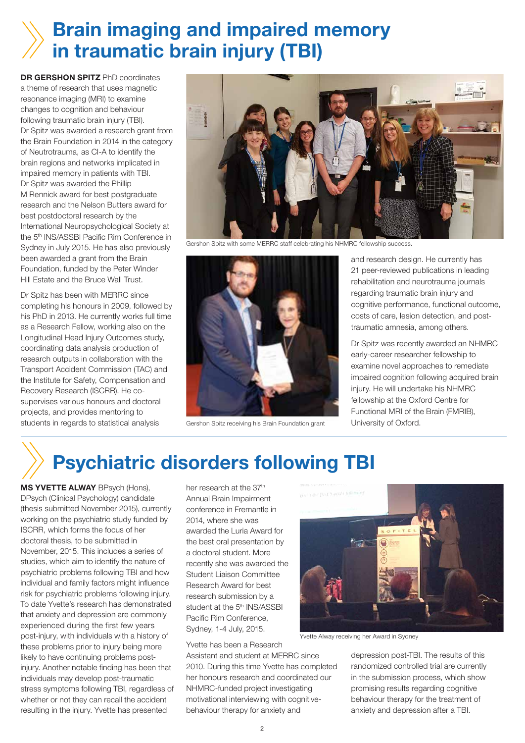# Brain imaging and impaired memory in traumatic brain injury (TBI)

**DR GERSHON SPITZ** PhD coordinates a theme of research that uses magnetic resonance imaging (MRI) to examine changes to cognition and behaviour following traumatic brain injury (TBI). Dr Spitz was awarded a research grant from the Brain Foundation in 2014 in the category of Neutrotrauma, as CI-A to identify the brain regions and networks implicated in impaired memory in patients with TBI. Dr Spitz was awarded the Phillip M Rennick award for best postgraduate research and the Nelson Butters award for best postdoctoral research by the International Neuropsychological Society at the 5th INS/ASSBI Pacific Rim Conference in Sydney in July 2015. He has also previously been awarded a grant from the Brain Foundation, funded by the Peter Winder Hill Estate and the Bruce Wall Trust.

Dr Spitz has been with MERRC since completing his honours in 2009, followed by his PhD in 2013. He currently works full time as a Research Fellow, working also on the Longitudinal Head Injury Outcomes study, coordinating data analysis production of research outputs in collaboration with the Transport Accident Commission (TAC) and the Institute for Safety, Compensation and Recovery Research (ISCRR). He co-supervises various honours and doctoral projects, and provides mentoring to students in regards to statistical analysis and research design. He currently has 21 peer-reviewed publications in leading rehabilitation and neurotrauma journals regarding traumatic brain injury and cognitive performance, functional outcome, costs of care, lesion detection, and post-traumatic amnesia, among others.

Dr Spitz was recently awarded an NHMRC early-career researcher fellowship to examine novel approaches to remediate impaired cognition following acquired brain injury. He will undertake his NHMRC fellowship at the Oxford Centre for Functional MRI of the Brain (FMRIB), University of Oxford.

Gershon Spitz with some MERRC staff celebrating his NHMRC fellowship success.

Gershon Spitz receiving his Brain Foundation grant

# Psychiatric disorders following TBI

**MS YVETTE ALWAY** BPsych (Hons), DPsych (Clinical Psychology) candidate (thesis submitted November 2015), currently working on the psychiatric study funded by ISCRR, which forms the focus of her doctoral thesis, to be submitted in November, 2015. This includes a series of studies, which aim to identify the nature of psychiatric problems following TBI and how individual and family factors might influence risk for psychiatric problems following injury. To date Yvette's research has demonstrated that anxiety and depression are commonly experienced during the first few years post-injury, with individuals with a history of these problems prior to injury being more likely to have continuing problems post-injury. Another notable finding has been that individuals may develop post-traumatic stress symptoms following TBI, regardless of whether or not they can recall the accident resulting in the injury. Yvette has presented her research at the 37th Annual Brain Impairment conference in Fremantle in 2014, where she was awarded the Luria Award for the best oral presentation by a doctoral student. More recently she was awarded the Student Liaison Committee Research Award for best research submission by a student at the 5th INS/ASSBI Pacific Rim Conference, Sydney, 1-4 July, 2015.

Yvette has been a Research Assistant and student at MERRC since 2010. During this time Yvette has completed her honours research and coordinated our NHMRC-funded project investigating motivational interviewing with cognitive-behaviour therapy for anxiety and depression post-TBI. The results of this randomized controlled trial are currently in the submission process, which show promising results regarding cognitive behaviour therapy for the treatment of anxiety and depression after a TBI.

Yvette Alway receiving her Award in Sydney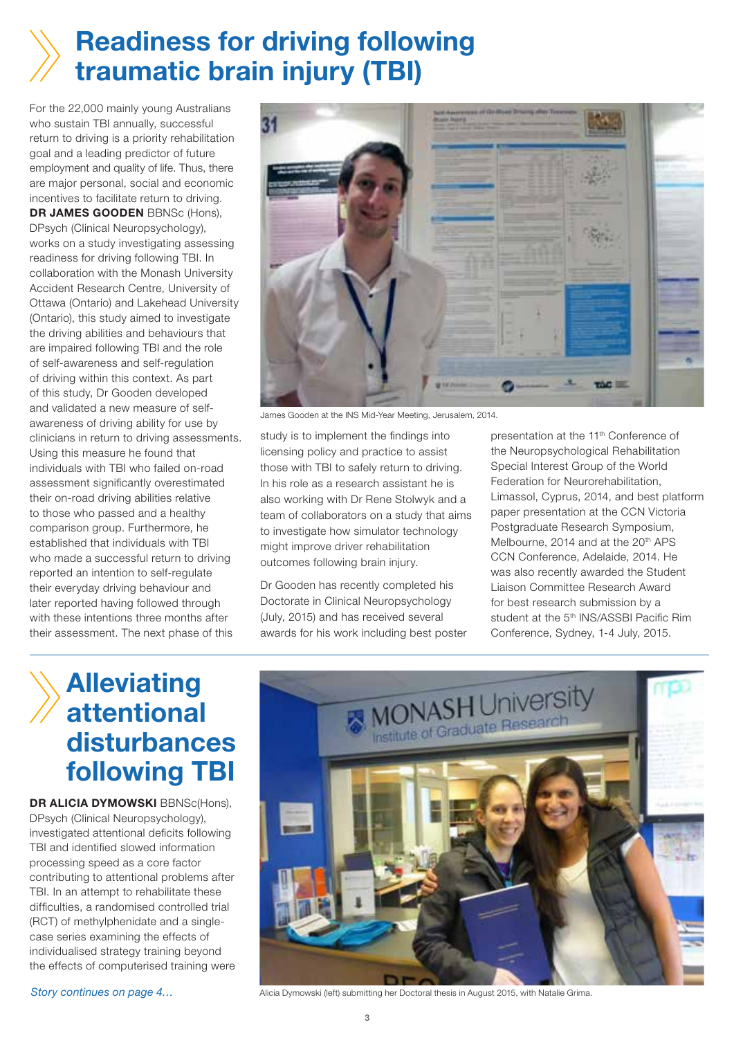# Readiness for driving following traumatic brain injury (TBI)

For the 22,000 mainly young Australians who sustain TBI annually, successful return to driving is a priority rehabilitation goal and a leading predictor of future employment and quality of life. Thus, there are major personal, social and economic incentives to facilitate return to driving. **DR JAMES GOODEN** BBNSc (Hons), DPsych (Clinical Neuropsychology), works on a study investigating assessing readiness for driving following TBI. In collaboration with the Monash University Accident Research Centre, University of Ottawa (Ontario) and Lakehead University (Ontario), this study aimed to investigate the driving abilities and behaviours that are impaired following TBI and the role of self-awareness and self-regulation of driving within this context. As part of this study, Dr Gooden developed and validated a new measure of self-awareness of driving ability for use by clinicians in return to driving assessments. Using this measure he found that individuals with TBI who failed on-road assessment significantly overestimated their on-road driving abilities relative to those who passed and a healthy comparison group. Furthermore, he established that individuals with TBI who made a successful return to driving reported an intention to self-regulate their everyday driving behaviour and later reported having followed through with these intentions three months after their assessment. The next phase of this study is to implement the findings into licensing policy and practice to assist those with TBI to safely return to driving. In his role as a research assistant he is also working with Dr Rene Stolwyk and a team of collaborators on a study that aims to investigate how simulator technology might improve driver rehabilitation outcomes following brain injury.

James Gooden at the INS Mid-Year Meeting, Jerusalem, 2014.

Dr Gooden has recently completed his Doctorate in Clinical Neuropsychology (July, 2015) and has received several awards for his work including best poster presentation at the 11th Conference of the Neuropsychological Rehabilitation Special Interest Group of the World Federation for Neurorehabilitation, Limassol, Cyprus, 2014, and best platform paper presentation at the CCN Victoria Postgraduate Research Symposium, Melbourne, 2014 and at the 20th APS CCN Conference, Adelaide, 2014. He was also recently awarded the Student Liaison Committee Research Award for best research submission by a student at the 5th INS/ASSBI Pacific Rim Conference, Sydney, 1-4 July, 2015.

# Alleviating attentional disturbances following TBI

**DR ALICIA DYMOWSKI** BBNSc(Hons), DPsych (Clinical Neuropsychology), investigated attentional deficits following TBI and identified slowed information processing speed as a core factor contributing to attentional problems after TBI. In an attempt to rehabilitate these difficulties, a randomised controlled trial (RCT) of methylphenidate and a single-case series examining the effects of individualised strategy training beyond the effects of computerised training were

*Story continues on page 4…*

Alicia Dymowski (left) submitting her Doctoral thesis in August 2015, with Natalie Grima.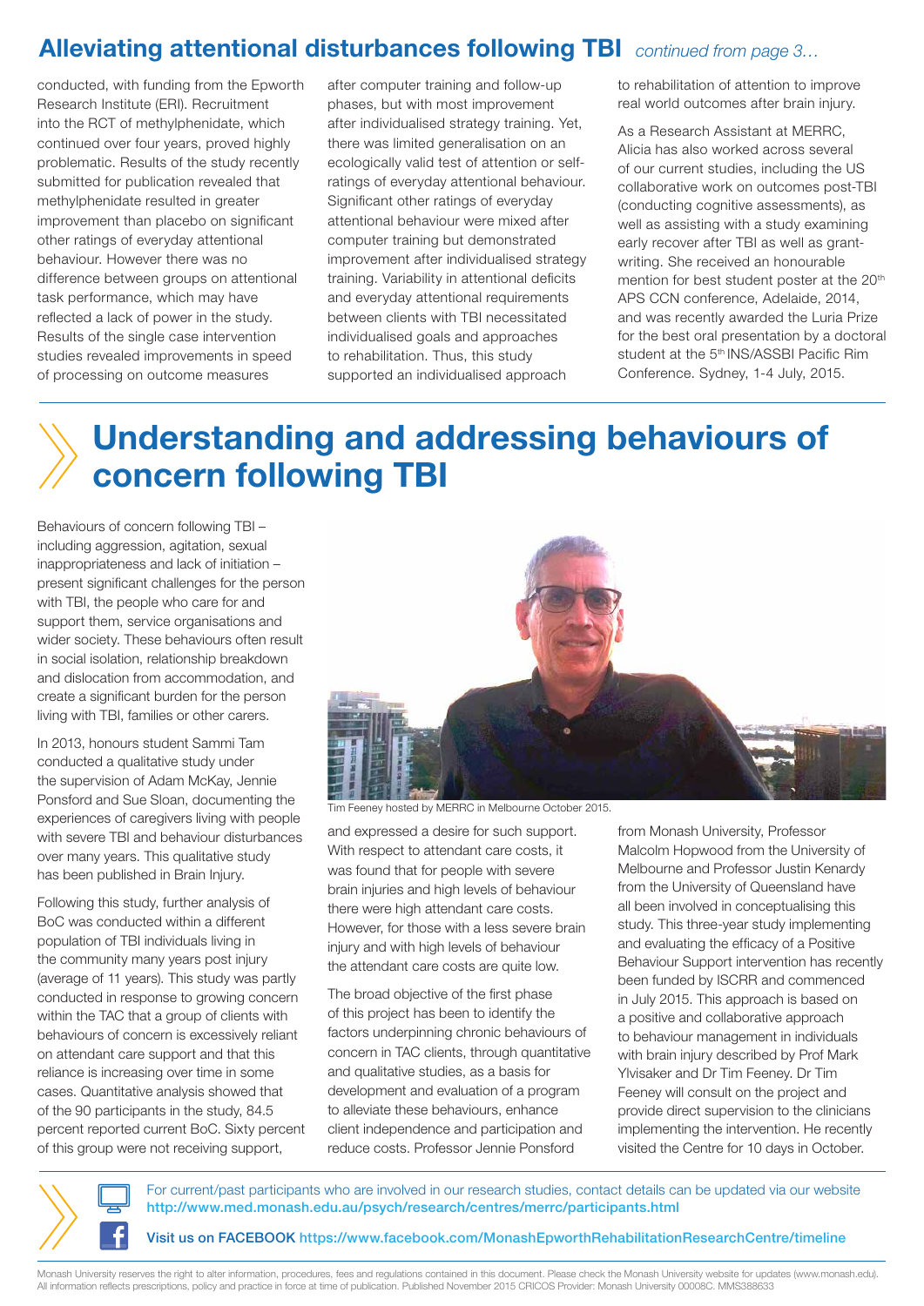## Alleviating attentional disturbances following TBI *continued from page 3…*

conducted, with funding from the Epworth Research Institute (ERI). Recruitment into the RCT of methylphenidate, which continued over four years, proved highly problematic. Results of the study recently submitted for publication revealed that methylphenidate resulted in greater improvement than placebo on significant other ratings of everyday attentional behaviour. However there was no difference between groups on attentional task performance, which may have reflected a lack of power in the study. Results of the single case intervention studies revealed improvements in speed of processing on outcome measures after computer training and follow-up phases, but with most improvement after individualised strategy training. Yet, there was limited generalisation on an ecologically valid test of attention or self-ratings of everyday attentional behaviour. Significant other ratings of everyday attentional behaviour were mixed after computer training but demonstrated improvement after individualised strategy training. Variability in attentional deficits and everyday attentional requirements between clients with TBI necessitated individualised goals and approaches to rehabilitation. Thus, this study supported an individualised approach to rehabilitation of attention to improve real world outcomes after brain injury.

As a Research Assistant at MERRC, Alicia has also worked across several of our current studies, including the US collaborative work on outcomes post-TBI (conducting cognitive assessments), as well as assisting with a study examining early recover after TBI as well as grant-writing. She received an honourable mention for best student poster at the 20th APS CCN conference, Adelaide, 2014, and was recently awarded the Luria Prize for the best oral presentation by a doctoral student at the 5th INS/ASSBI Pacific Rim Conference. Sydney, 1-4 July, 2015.

# Understanding and addressing behaviours of concern following TBI

Behaviours of concern following TBI – including aggression, agitation, sexual inappropriateness and lack of initiation – present significant challenges for the person with TBI, the people who care for and support them, service organisations and wider society. These behaviours often result in social isolation, relationship breakdown and dislocation from accommodation, and create a significant burden for the person living with TBI, families or other carers.

In 2013, honours student Sammi Tam conducted a qualitative study under the supervision of Adam McKay, Jennie Ponsford and Sue Sloan, documenting the experiences of caregivers living with people with severe TBI and behaviour disturbances over many years. This qualitative study has been published in Brain Injury.

Following this study, further analysis of BoC was conducted within a different population of TBI individuals living in the community many years post injury (average of 11 years). This study was partly conducted in response to growing concern within the TAC that a group of clients with behaviours of concern is excessively reliant on attendant care support and that this reliance is increasing over time in some cases. Quantitative analysis showed that of the 90 participants in the study, 84.5 percent reported current BoC. Sixty percent of this group were not receiving support, and expressed a desire for such support. With respect to attendant care costs, it was found that for people with severe brain injuries and high levels of behaviour there were high attendant care costs. However, for those with a less severe brain injury and with high levels of behaviour the attendant care costs are quite low.

Tim Feeney hosted by MERRC in Melbourne October 2015.

The broad objective of the first phase of this project has been to identify the factors underpinning chronic behaviours of concern in TAC clients, through quantitative and qualitative studies, as a basis for development and evaluation of a program to alleviate these behaviours, enhance client independence and participation and reduce costs. Professor Jennie Ponsford from Monash University, Professor Malcolm Hopwood from the University of Melbourne and Professor Justin Kenardy from the University of Queensland have all been involved in conceptualising this study. This three-year study implementing and evaluating the efficacy of a Positive Behaviour Support intervention has recently been funded by ISCRR and commenced in July 2015. This approach is based on a positive and collaborative approach to behaviour management in individuals with brain injury described by Prof Mark Ylvisaker and Dr Tim Feeney. Dr Tim Feeney will consult on the project and provide direct supervision to the clinicians implementing the intervention. He recently visited the Centre for 10 days in October.

For current/past participants who are involved in our research studies, contact details can be updated via our website http://www.med.monash.edu.au/psych/research/centres/merrc/participants.html

**Visit us on FACEBOOK** https://www.facebook.com/MonashEpworthRehabilitationResearchCentre/timeline

Monash University reserves the right to alter information, procedures, fees and regulations contained in this document. Please check the Monash University website for updates (www.monash.edu). All information reflects prescriptions, policy and practice in force at time of publication. Published November 2015 CRICOS Provider: Monash University 00008C. MMS388633